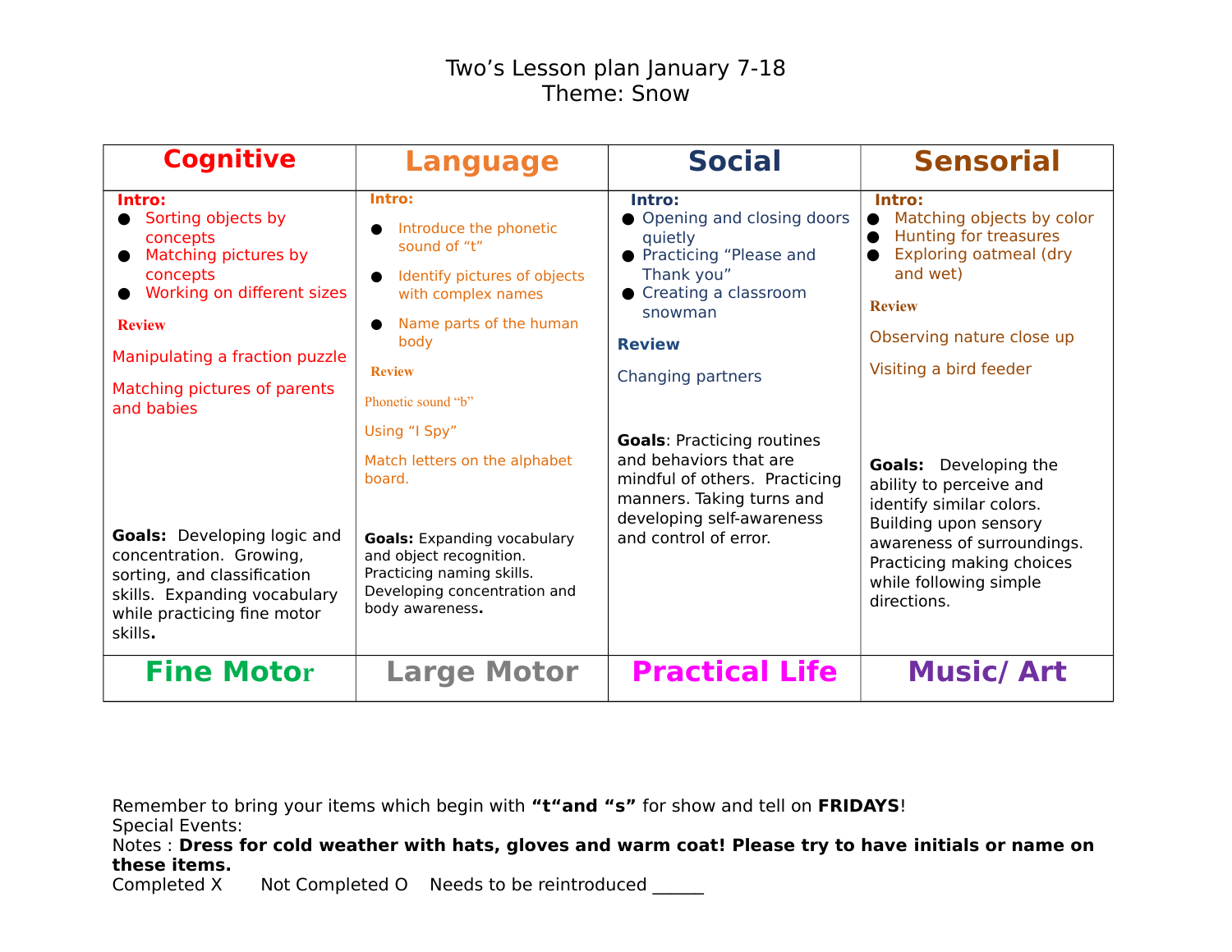# Two's Lesson plan January 7-18
## Theme: Snow

| Cognitive | Language | Social | Sensorial |
|---|---|---|---|
| **Intro:**<br>● Sorting objects by concepts<br>● Matching pictures by concepts<br>● Working on different sizes<br><br>**Review**<br>Manipulating a fraction puzzle<br>Matching pictures of parents and babies<br><br>**Goals:** Developing logic and concentration. Growing, sorting, and classification skills. Expanding vocabulary while practicing fine motor skills. | **Intro:**<br>● Introduce the phonetic sound of "t"<br>● Identify pictures of objects with complex names<br>● Name parts of the human body<br><br>**Review**<br>Phonetic sound "b"<br>Using "I Spy"<br>Match letters on the alphabet board.<br><br>**Goals:** Expanding vocabulary and object recognition. Practicing naming skills. Developing concentration and body awareness. | **Intro:**<br>● Opening and closing doors quietly<br>● Practicing "Please and Thank you"<br>● Creating a classroom snowman<br><br>**Review**<br>Changing partners<br><br>**Goals**: Practicing routines and behaviors that are mindful of others. Practicing manners. Taking turns and developing self-awareness and control of error. | **Intro:**<br>● Matching objects by color<br>● Hunting for treasures<br>● Exploring oatmeal (dry and wet)<br><br>**Review**<br>Observing nature close up<br>Visiting a bird feeder<br><br>**Goals:** Developing the ability to perceive and identify similar colors. Building upon sensory awareness of surroundings. Practicing making choices while following simple directions. |
| **Fine Motor** | **Large Motor** | **Practical Life** | **Music/ Art** |

Remember to bring your items which begin with **"t"and "s"** for show and tell on **FRIDAYS**!
Special Events:
Notes : **Dress for cold weather with hats, gloves and warm coat! Please try to have initials or name on these items.**
Completed X    Not Completed O    Needs to be reintroduced ______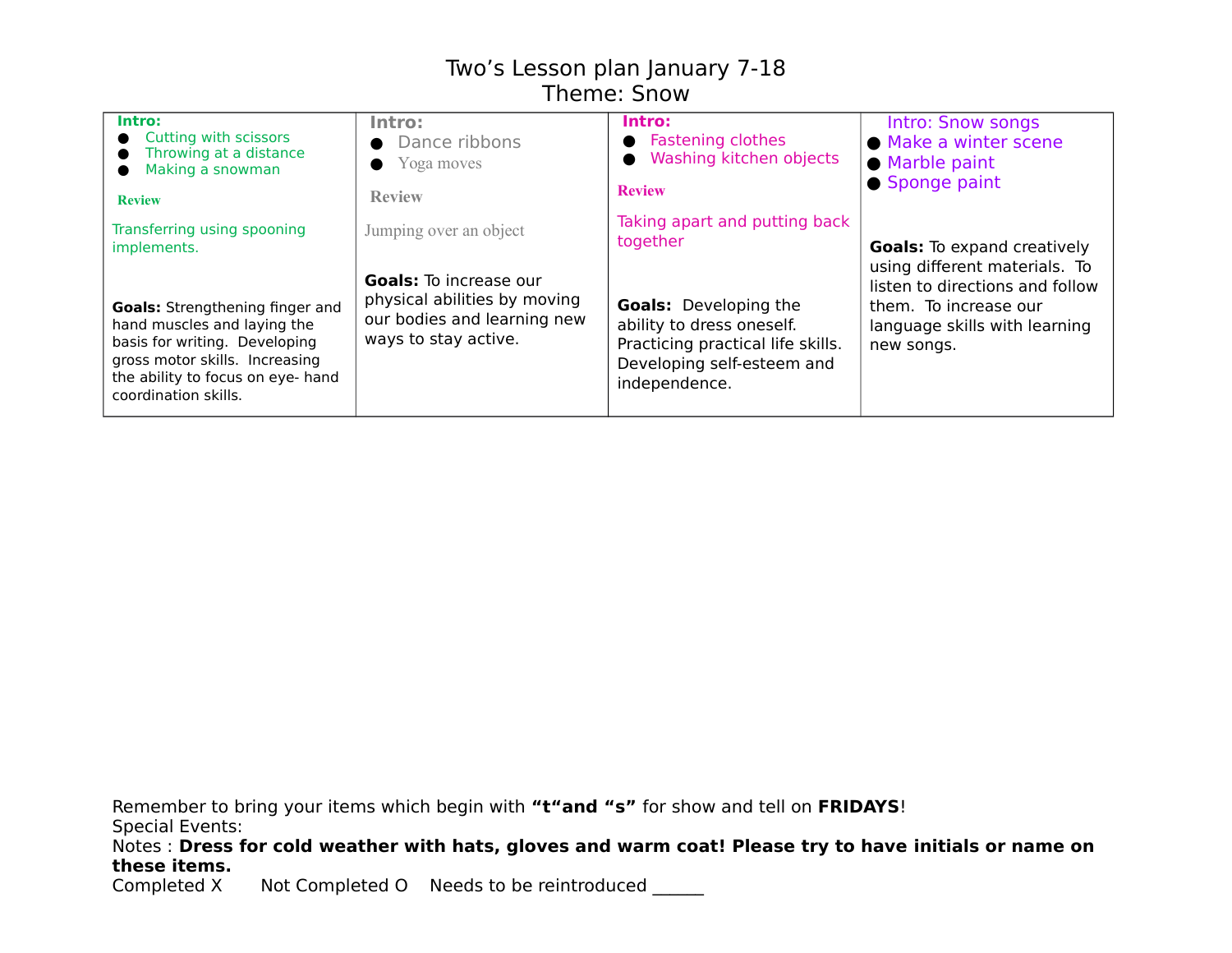# Two's Lesson plan January 7-18
## Theme: Snow

| | | | |
|---|---|---|---|
| **Intro:**<br>● Cutting with scissors<br>● Throwing at a distance<br>● Making a snowman<br><br>**Review**<br><br>Transferring using spooning implements.<br><br>**Goals:** Strengthening finger and hand muscles and laying the basis for writing. Developing gross motor skills. Increasing the ability to focus on eye- hand coordination skills. | **Intro:**<br>● Dance ribbons<br>● Yoga moves<br><br>**Review**<br><br>Jumping over an object<br><br>**Goals:** To increase our physical abilities by moving our bodies and learning new ways to stay active. | **Intro:**<br>● Fastening clothes<br>● Washing kitchen objects<br><br>**Review**<br><br>Taking apart and putting back together<br><br>**Goals:** Developing the ability to dress oneself. Practicing practical life skills. Developing self-esteem and independence. | Intro: Snow songs<br>● Make a winter scene<br>● Marble paint<br>● Sponge paint<br><br>**Goals:** To expand creatively using different materials. To listen to directions and follow them. To increase our language skills with learning new songs. |

Remember to bring your items which begin with **"t"and "s"** for show and tell on **FRIDAYS**!
Special Events:
Notes : **Dress for cold weather with hats, gloves and warm coat! Please try to have initials or name on these items.**
Completed X      Not Completed O     Needs to be reintroduced ______